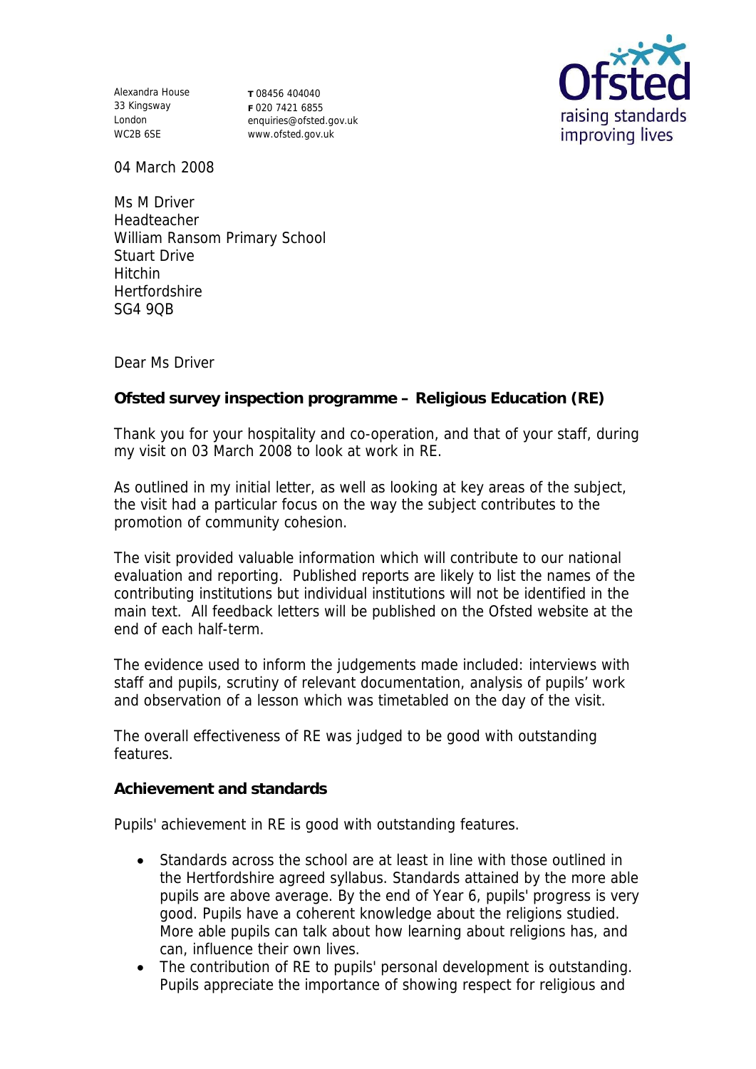Alexandra House
33 Kingsway
London
WC2B 6SE

**T** 08456 404040
**F** 020 7421 6855
enquiries@ofsted.gov.uk
www.ofsted.gov.uk

Ofsted
raising standards
improving lives

04 March 2008

Ms M Driver
Headteacher
William Ransom Primary School
Stuart Drive
Hitchin
Hertfordshire
SG4 9QB

Dear Ms Driver

**Ofsted survey inspection programme – Religious Education (RE)**

Thank you for your hospitality and co-operation, and that of your staff, during my visit on 03 March 2008 to look at work in RE.

As outlined in my initial letter, as well as looking at key areas of the subject, the visit had a particular focus on the way the subject contributes to the promotion of community cohesion.

The visit provided valuable information which will contribute to our national evaluation and reporting. Published reports are likely to list the names of the contributing institutions but individual institutions will not be identified in the main text. All feedback letters will be published on the Ofsted website at the end of each half-term.

The evidence used to inform the judgements made included: interviews with staff and pupils, scrutiny of relevant documentation, analysis of pupils' work and observation of a lesson which was timetabled on the day of the visit.

The overall effectiveness of RE was judged to be good with outstanding features.

**Achievement and standards**

Pupils' achievement in RE is good with outstanding features.

- Standards across the school are at least in line with those outlined in the Hertfordshire agreed syllabus. Standards attained by the more able pupils are above average. By the end of Year 6, pupils' progress is very good. Pupils have a coherent knowledge about the religions studied. More able pupils can talk about how learning about religions has, and can, influence their own lives.
- The contribution of RE to pupils' personal development is outstanding. Pupils appreciate the importance of showing respect for religious and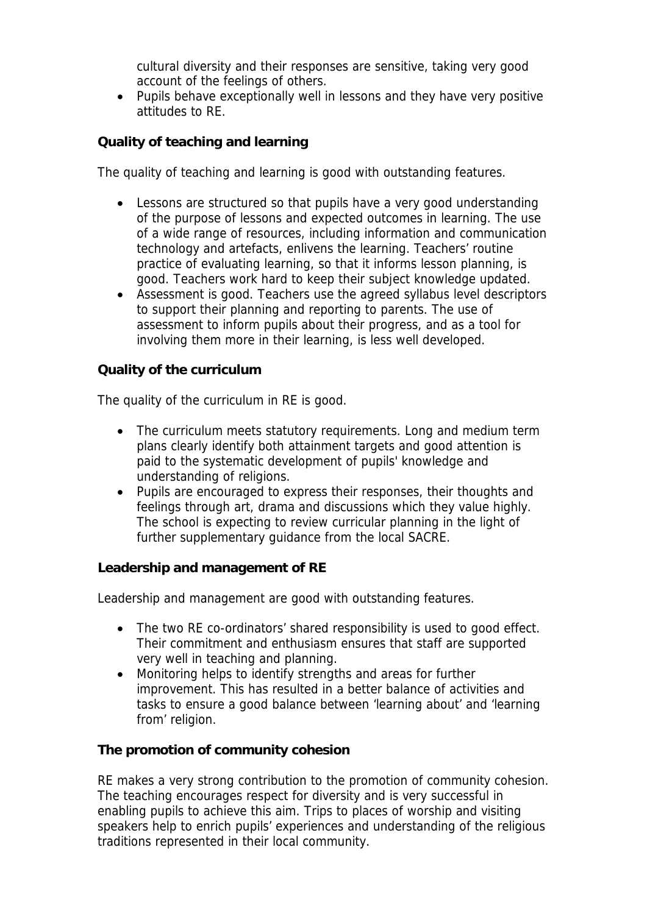cultural diversity and their responses are sensitive, taking very good account of the feelings of others.

- Pupils behave exceptionally well in lessons and they have very positive attitudes to RE.

**Quality of teaching and learning**

The quality of teaching and learning is good with outstanding features.

- Lessons are structured so that pupils have a very good understanding of the purpose of lessons and expected outcomes in learning. The use of a wide range of resources, including information and communication technology and artefacts, enlivens the learning. Teachers' routine practice of evaluating learning, so that it informs lesson planning, is good. Teachers work hard to keep their subject knowledge updated.
- Assessment is good. Teachers use the agreed syllabus level descriptors to support their planning and reporting to parents. The use of assessment to inform pupils about their progress, and as a tool for involving them more in their learning, is less well developed.

**Quality of the curriculum**

The quality of the curriculum in RE is good.

- The curriculum meets statutory requirements. Long and medium term plans clearly identify both attainment targets and good attention is paid to the systematic development of pupils' knowledge and understanding of religions.
- Pupils are encouraged to express their responses, their thoughts and feelings through art, drama and discussions which they value highly. The school is expecting to review curricular planning in the light of further supplementary guidance from the local SACRE.

**Leadership and management of RE**

Leadership and management are good with outstanding features.

- The two RE co-ordinators' shared responsibility is used to good effect. Their commitment and enthusiasm ensures that staff are supported very well in teaching and planning.
- Monitoring helps to identify strengths and areas for further improvement. This has resulted in a better balance of activities and tasks to ensure a good balance between 'learning about' and 'learning from' religion.

**The promotion of community cohesion**

RE makes a very strong contribution to the promotion of community cohesion. The teaching encourages respect for diversity and is very successful in enabling pupils to achieve this aim. Trips to places of worship and visiting speakers help to enrich pupils' experiences and understanding of the religious traditions represented in their local community.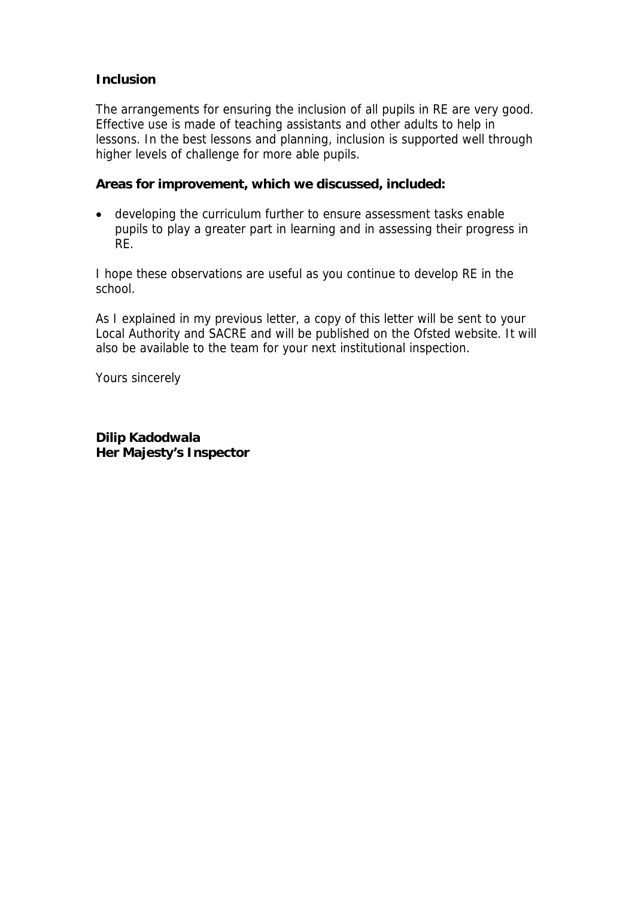**Inclusion**

The arrangements for ensuring the inclusion of all pupils in RE are very good. Effective use is made of teaching assistants and other adults to help in lessons. In the best lessons and planning, inclusion is supported well through higher levels of challenge for more able pupils.

**Areas for improvement, which we discussed, included:**

- developing the curriculum further to ensure assessment tasks enable pupils to play a greater part in learning and in assessing their progress in RE.

I hope these observations are useful as you continue to develop RE in the school.

As I explained in my previous letter, a copy of this letter will be sent to your Local Authority and SACRE and will be published on the Ofsted website. It will also be available to the team for your next institutional inspection.

Yours sincerely

**Dilip Kadodwala**
**Her Majesty's Inspector**